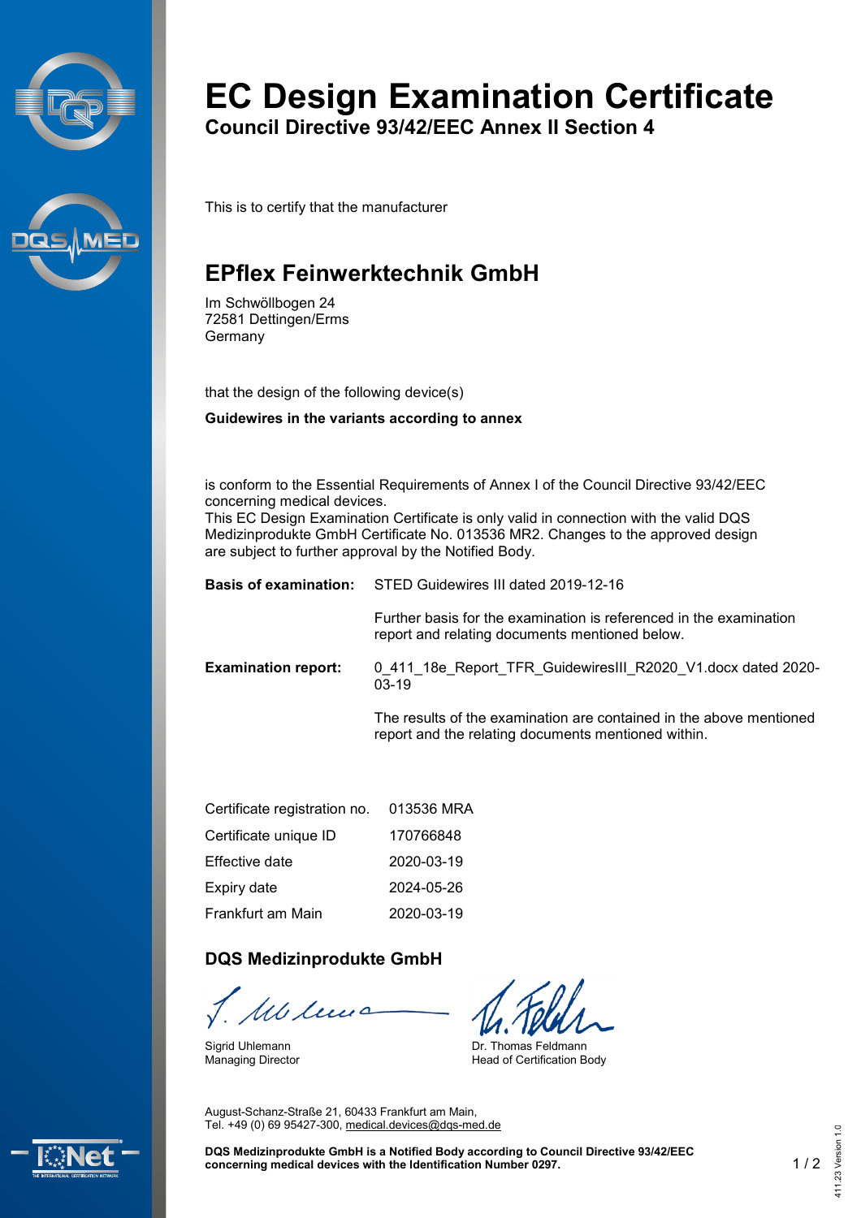# EC Design Examination Certificate

**Council Directive 93/42/EEC Annex II Section 4**

This is to certify that the manufacturer

## EPflex Feinwerktechnik GmbH

Im Schwöllbogen 24
72581 Dettingen/Erms
Germany

that the design of the following device(s)

**Guidewires in the variants according to annex**

is conform to the Essential Requirements of Annex I of the Council Directive 93/42/EEC concerning medical devices.
This EC Design Examination Certificate is only valid in connection with the valid DQS Medizinprodukte GmbH Certificate No. 013536 MR2. Changes to the approved design are subject to further approval by the Notified Body.

**Basis of examination:** STED Guidewires III dated 2019-12-16

Further basis for the examination is referenced in the examination report and relating documents mentioned below.

**Examination report:** 0_411_18e_Report_TFR_GuidewiresIII_R2020_V1.docx dated 2020-03-19

The results of the examination are contained in the above mentioned report and the relating documents mentioned within.

| | |
|---|---|
| Certificate registration no. | 013536 MRA |
| Certificate unique ID | 170766848 |
| Effective date | 2020-03-19 |
| Expiry date | 2024-05-26 |
| Frankfurt am Main | 2020-03-19 |

**DQS Medizinprodukte GmbH**

Sigrid Uhlemann
Managing Director

Dr. Thomas Feldmann
Head of Certification Body

August-Schanz-Straße 21, 60433 Frankfurt am Main,
Tel. +49 (0) 69 95427-300, medical.devices@dqs-med.de

**DQS Medizinprodukte GmbH is a Notified Body according to Council Directive 93/42/EEC concerning medical devices with the Identification Number 0297.**

411.23 Version 1.0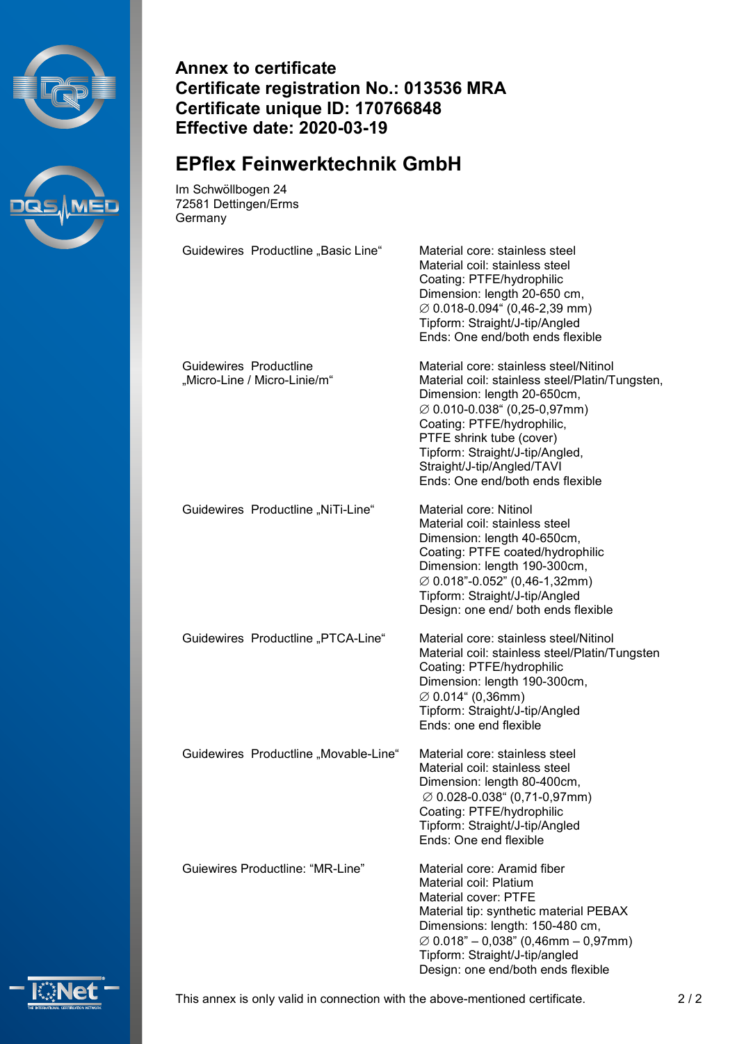**Annex to certificate**
**Certificate registration No.: 013536 MRA**
**Certificate unique ID: 170766848**
**Effective date: 2020-03-19**

## EPflex Feinwerktechnik GmbH

Im Schwöllbogen 24
72581 Dettingen/Erms
Germany

| | |
|---|---|
| Guidewires Productline „Basic Line“ | Material core: stainless steel<br>Material coil: stainless steel<br>Coating: PTFE/hydrophilic<br>Dimension: length 20-650 cm,<br>∅ 0.018-0.094“ (0,46-2,39 mm)<br>Tipform: Straight/J-tip/Angled<br>Ends: One end/both ends flexible |
| Guidewires Productline „Micro-Line / Micro-Linie/m“ | Material core: stainless steel/Nitinol<br>Material coil: stainless steel/Platin/Tungsten,<br>Dimension: length 20-650cm,<br>∅ 0.010-0.038“ (0,25-0,97mm)<br>Coating: PTFE/hydrophilic,<br>PTFE shrink tube (cover)<br>Tipform: Straight/J-tip/Angled,<br>Straight/J-tip/Angled/TAVI<br>Ends: One end/both ends flexible |
| Guidewires Productline „NiTi-Line“ | Material core: Nitinol<br>Material coil: stainless steel<br>Dimension: length 40-650cm,<br>Coating: PTFE coated/hydrophilic<br>Dimension: length 190-300cm,<br>∅ 0.018”-0.052” (0,46-1,32mm)<br>Tipform: Straight/J-tip/Angled<br>Design: one end/ both ends flexible |
| Guidewires Productline „PTCA-Line“ | Material core: stainless steel/Nitinol<br>Material coil: stainless steel/Platin/Tungsten<br>Coating: PTFE/hydrophilic<br>Dimension: length 190-300cm,<br>∅ 0.014“ (0,36mm)<br>Tipform: Straight/J-tip/Angled<br>Ends: one end flexible |
| Guidewires Productline „Movable-Line“ | Material core: stainless steel<br>Material coil: stainless steel<br>Dimension: length 80-400cm,<br>∅ 0.028-0.038“ (0,71-0,97mm)<br>Coating: PTFE/hydrophilic<br>Tipform: Straight/J-tip/Angled<br>Ends: One end flexible |
| Guiewires Productline: “MR-Line” | Material core: Aramid fiber<br>Material coil: Platium<br>Material cover: PTFE<br>Material tip: synthetic material PEBAX<br>Dimensions: length: 150-480 cm,<br>∅ 0.018” – 0,038” (0,46mm – 0,97mm)<br>Tipform: Straight/J-tip/angled<br>Design: one end/both ends flexible |

This annex is only valid in connection with the above-mentioned certificate.